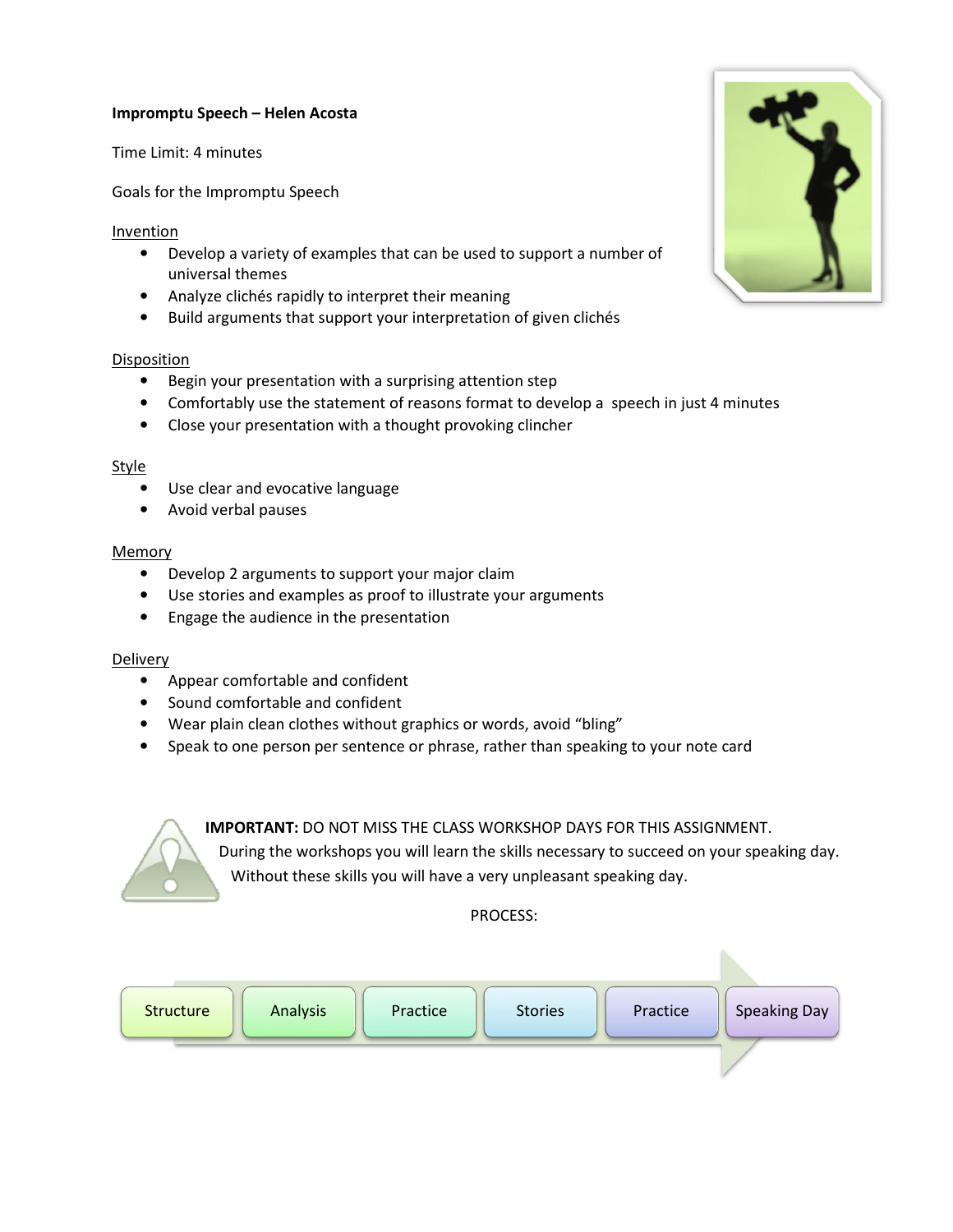**Impromptu Speech – Helen Acosta**

Time Limit: 4 minutes

Goals for the Impromptu Speech

Invention

- Develop a variety of examples that can be used to support a number of universal themes
- Analyze clichés rapidly to interpret their meaning
- Build arguments that support your interpretation of given clichés

Disposition

- Begin your presentation with a surprising attention step
- Comfortably use the statement of reasons format to develop a speech in just 4 minutes
- Close your presentation with a thought provoking clincher

Style

- Use clear and evocative language
- Avoid verbal pauses

Memory

- Develop 2 arguments to support your major claim
- Use stories and examples as proof to illustrate your arguments
- Engage the audience in the presentation

Delivery

- Appear comfortable and confident
- Sound comfortable and confident
- Wear plain clean clothes without graphics or words, avoid "bling"
- Speak to one person per sentence or phrase, rather than speaking to your note card

**IMPORTANT:** DO NOT MISS THE CLASS WORKSHOP DAYS FOR THIS ASSIGNMENT. During the workshops you will learn the skills necessary to succeed on your speaking day. Without these skills you will have a very unpleasant speaking day.

PROCESS:

Structure → Analysis → Practice → Stories → Practice → Speaking Day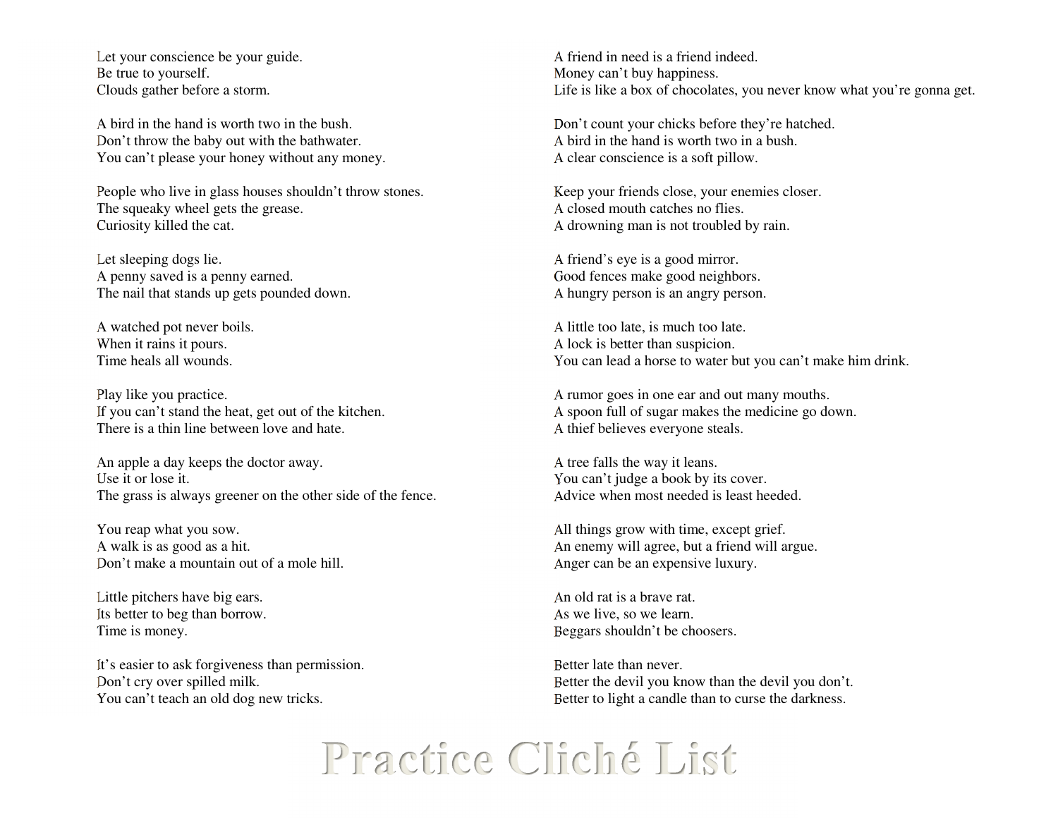Let your conscience be your guide.
Be true to yourself.
Clouds gather before a storm.

A bird in the hand is worth two in the bush.
Don't throw the baby out with the bathwater.
You can't please your honey without any money.

People who live in glass houses shouldn't throw stones.
The squeaky wheel gets the grease.
Curiosity killed the cat.

Let sleeping dogs lie.
A penny saved is a penny earned.
The nail that stands up gets pounded down.

A watched pot never boils.
When it rains it pours.
Time heals all wounds.

Play like you practice.
If you can't stand the heat, get out of the kitchen.
There is a thin line between love and hate.

An apple a day keeps the doctor away.
Use it or lose it.
The grass is always greener on the other side of the fence.

You reap what you sow.
A walk is as good as a hit.
Don't make a mountain out of a mole hill.

Little pitchers have big ears.
Its better to beg than borrow.
Time is money.

It's easier to ask forgiveness than permission.
Don't cry over spilled milk.
You can't teach an old dog new tricks.

A friend in need is a friend indeed.
Money can't buy happiness.
Life is like a box of chocolates, you never know what you're gonna get.

Don't count your chicks before they're hatched.
A bird in the hand is worth two in a bush.
A clear conscience is a soft pillow.

Keep your friends close, your enemies closer.
A closed mouth catches no flies.
A drowning man is not troubled by rain.

A friend's eye is a good mirror.
Good fences make good neighbors.
A hungry person is an angry person.

A little too late, is much too late.
A lock is better than suspicion.
You can lead a horse to water but you can't make him drink.

A rumor goes in one ear and out many mouths.
A spoon full of sugar makes the medicine go down.
A thief believes everyone steals.

A tree falls the way it leans.
You can't judge a book by its cover.
Advice when most needed is least heeded.

All things grow with time, except grief.
An enemy will agree, but a friend will argue.
Anger can be an expensive luxury.

An old rat is a brave rat.
As we live, so we learn.
Beggars shouldn't be choosers.

Better late than never.
Better the devil you know than the devil you don't.
Better to light a candle than to curse the darkness.

# Practice Cliché List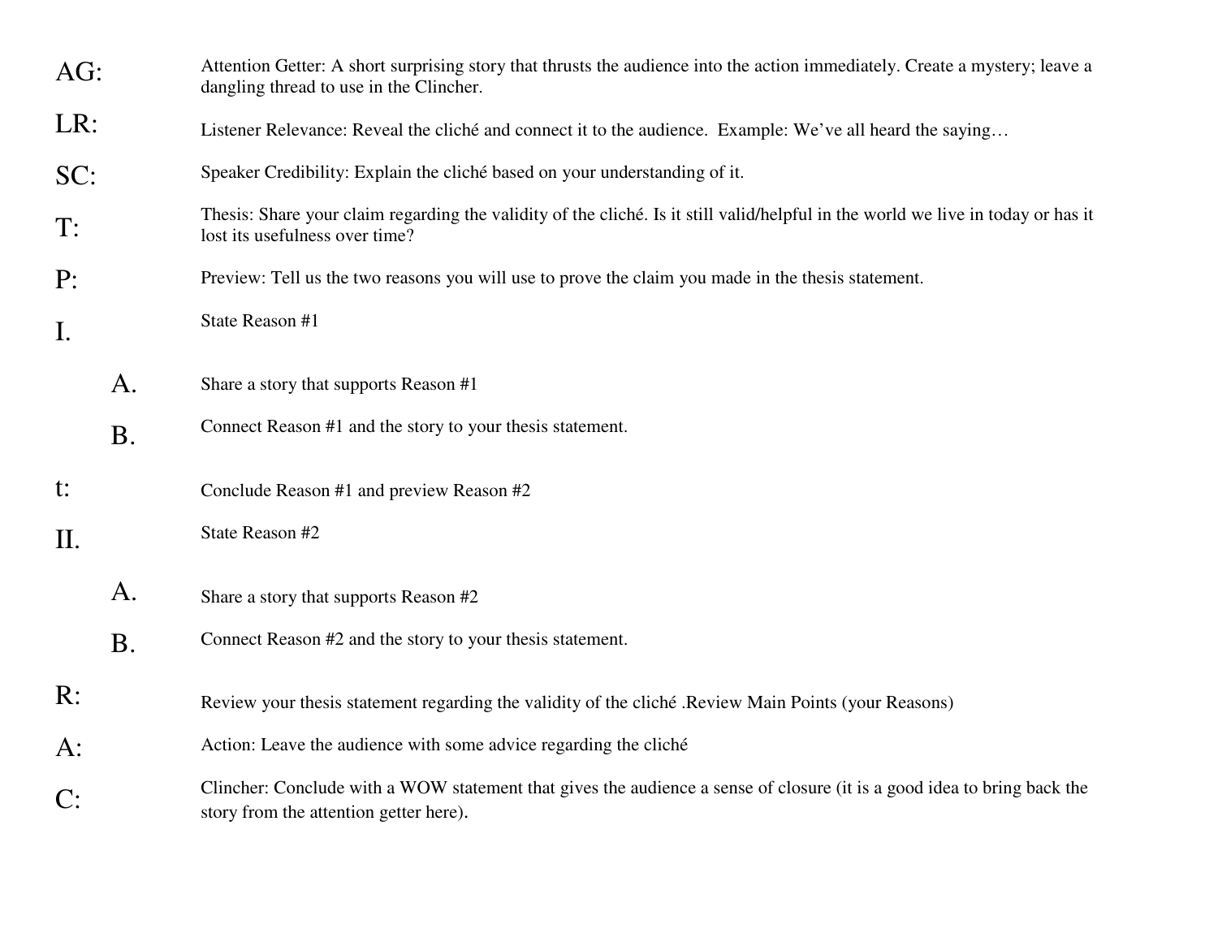AG: Attention Getter: A short surprising story that thrusts the audience into the action immediately. Create a mystery; leave a dangling thread to use in the Clincher.

LR: Listener Relevance: Reveal the cliché and connect it to the audience. Example: We've all heard the saying…

SC: Speaker Credibility: Explain the cliché based on your understanding of it.

T: Thesis: Share your claim regarding the validity of the cliché. Is it still valid/helpful in the world we live in today or has it lost its usefulness over time?

P: Preview: Tell us the two reasons you will use to prove the claim you made in the thesis statement.

I. State Reason #1

- A. Share a story that supports Reason #1
- B. Connect Reason #1 and the story to your thesis statement.

t: Conclude Reason #1 and preview Reason #2

II. State Reason #2

- A. Share a story that supports Reason #2
- B. Connect Reason #2 and the story to your thesis statement.

R: Review your thesis statement regarding the validity of the cliché .Review Main Points (your Reasons)

A: Action: Leave the audience with some advice regarding the cliché

C: Clincher: Conclude with a WOW statement that gives the audience a sense of closure (it is a good idea to bring back the story from the attention getter here).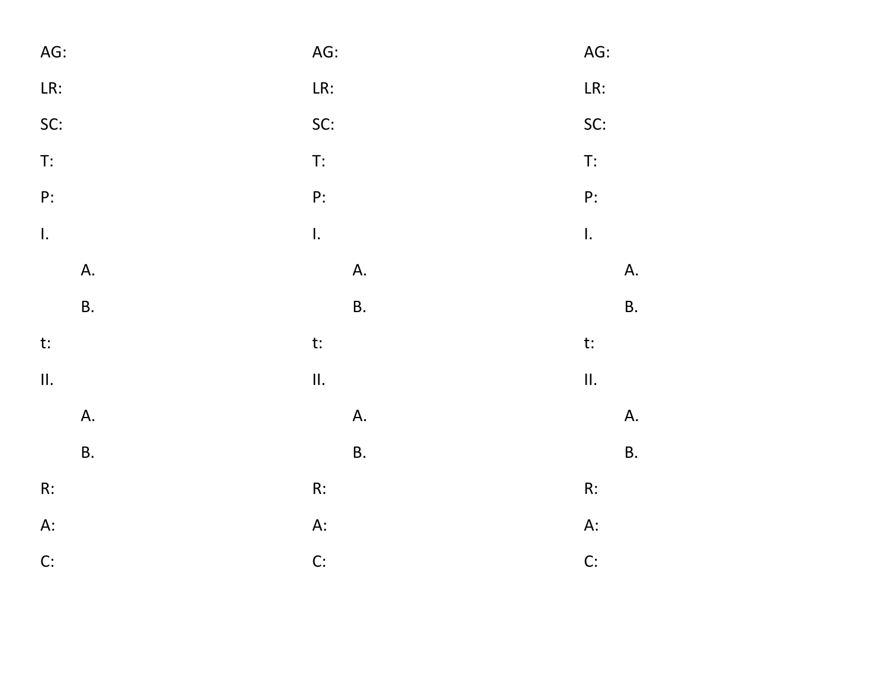AG:

LR:

SC:

T:

P:

I.

  A.

  B.

t:

II.

  A.

  B.

R:

A:

C:

AG:

LR:

SC:

T:

P:

I.

  A.

  B.

t:

II.

  A.

  B.

R:

A:

C:

AG:

LR:

SC:

T:

P:

I.

  A.

  B.

t:

II.

  A.

  B.

R:

A:

C: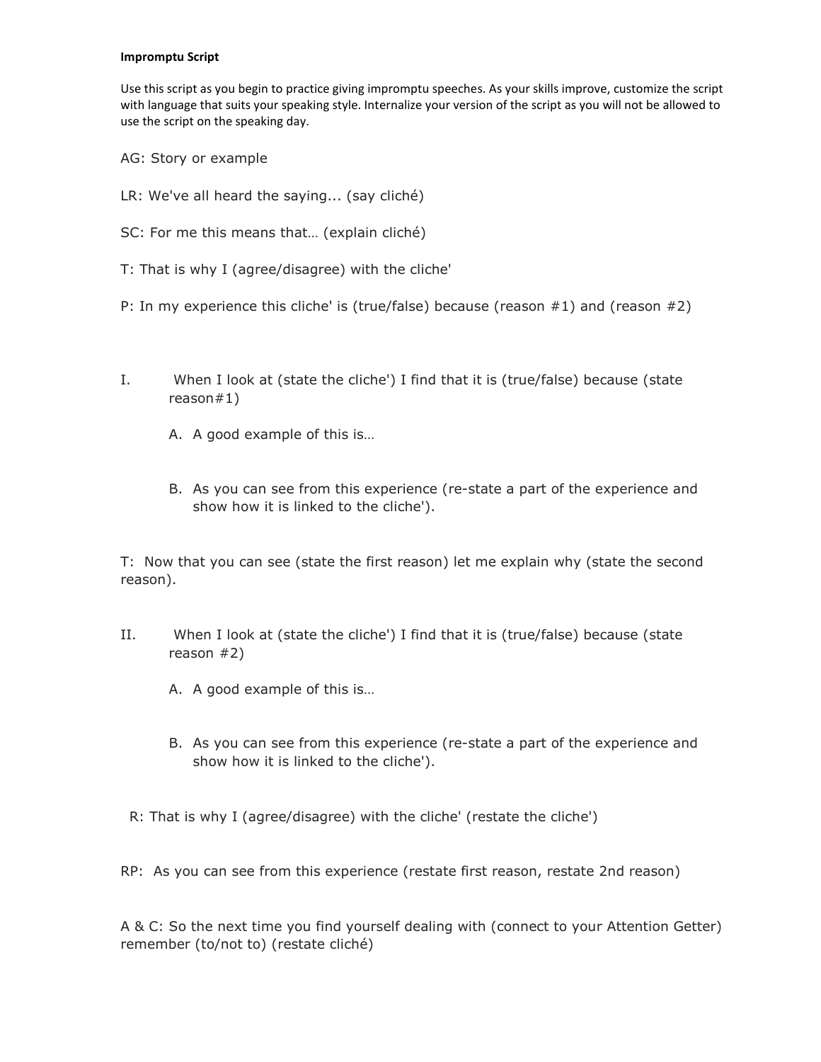**Impromptu Script**

Use this script as you begin to practice giving impromptu speeches. As your skills improve, customize the script with language that suits your speaking style. Internalize your version of the script as you will not be allowed to use the script on the speaking day.

AG: Story or example

LR: We've all heard the saying... (say cliché)

SC: For me this means that… (explain cliché)

T: That is why I (agree/disagree) with the cliche'

P: In my experience this cliche' is (true/false) because (reason #1) and (reason #2)

I. When I look at (state the cliche') I find that it is (true/false) because (state reason#1)

   A. A good example of this is…

   B. As you can see from this experience (re-state a part of the experience and show how it is linked to the cliche').

T: Now that you can see (state the first reason) let me explain why (state the second reason).

II. When I look at (state the cliche') I find that it is (true/false) because (state reason #2)

   A. A good example of this is…

   B. As you can see from this experience (re-state a part of the experience and show how it is linked to the cliche').

R: That is why I (agree/disagree) with the cliche' (restate the cliche')

RP: As you can see from this experience (restate first reason, restate 2nd reason)

A & C: So the next time you find yourself dealing with (connect to your Attention Getter) remember (to/not to) (restate cliché)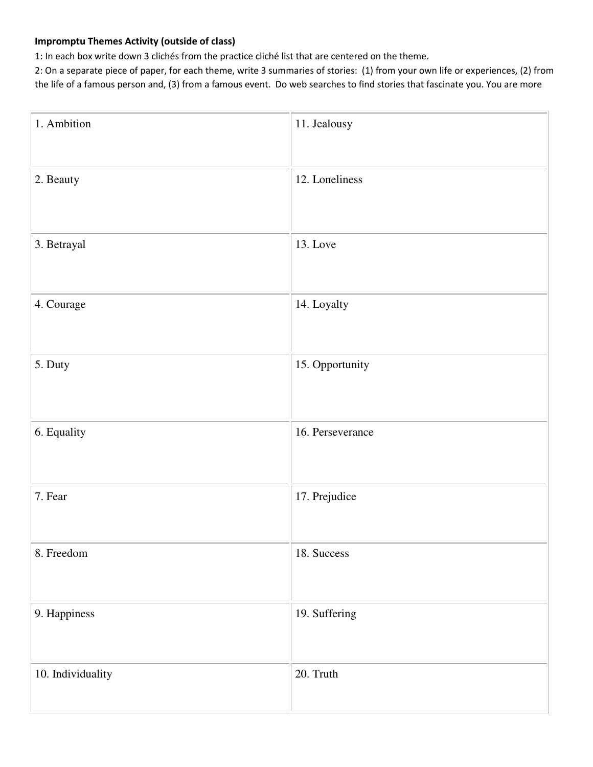**Impromptu Themes Activity (outside of class)**

1: In each box write down 3 clichés from the practice cliché list that are centered on the theme.

2: On a separate piece of paper, for each theme, write 3 summaries of stories: (1) from your own life or experiences, (2) from the life of a famous person and, (3) from a famous event. Do web searches to find stories that fascinate you. You are more

| | |
|---|---|
| 1. Ambition | 11. Jealousy |
| 2. Beauty | 12. Loneliness |
| 3. Betrayal | 13. Love |
| 4. Courage | 14. Loyalty |
| 5. Duty | 15. Opportunity |
| 6. Equality | 16. Perseverance |
| 7. Fear | 17. Prejudice |
| 8. Freedom | 18. Success |
| 9. Happiness | 19. Suffering |
| 10. Individuality | 20. Truth |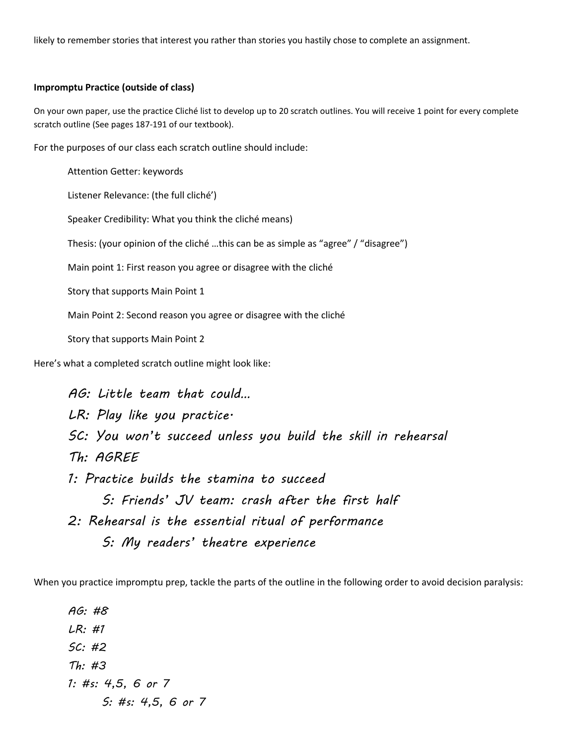likely to remember stories that interest you rather than stories you hastily chose to complete an assignment.

**Impromptu Practice (outside of class)**

On your own paper, use the practice Cliché list to develop up to 20 scratch outlines. You will receive 1 point for every complete scratch outline (See pages 187-191 of our textbook).

For the purposes of our class each scratch outline should include:

Attention Getter: keywords

Listener Relevance: (the full cliché')

Speaker Credibility: What you think the cliché means)

Thesis: (your opinion of the cliché …this can be as simple as "agree" / "disagree")

Main point 1: First reason you agree or disagree with the cliché

Story that supports Main Point 1

Main Point 2: Second reason you agree or disagree with the cliché

Story that supports Main Point 2

Here's what a completed scratch outline might look like:

*AG: Little team that could…*

*LR: Play like you practice.*

*SC: You won't succeed unless you build the skill in rehearsal*

*Th: AGREE*

*1: Practice builds the stamina to succeed*

*S: Friends' JV team: crash after the first half*

*2: Rehearsal is the essential ritual of performance*

*S: My readers' theatre experience*

When you practice impromptu prep, tackle the parts of the outline in the following order to avoid decision paralysis:

*AG: #8*

*LR: #1*

*SC: #2*

*Th: #3*

*1: #s: 4,5, 6 or 7*

*S: #s: 4,5, 6 or 7*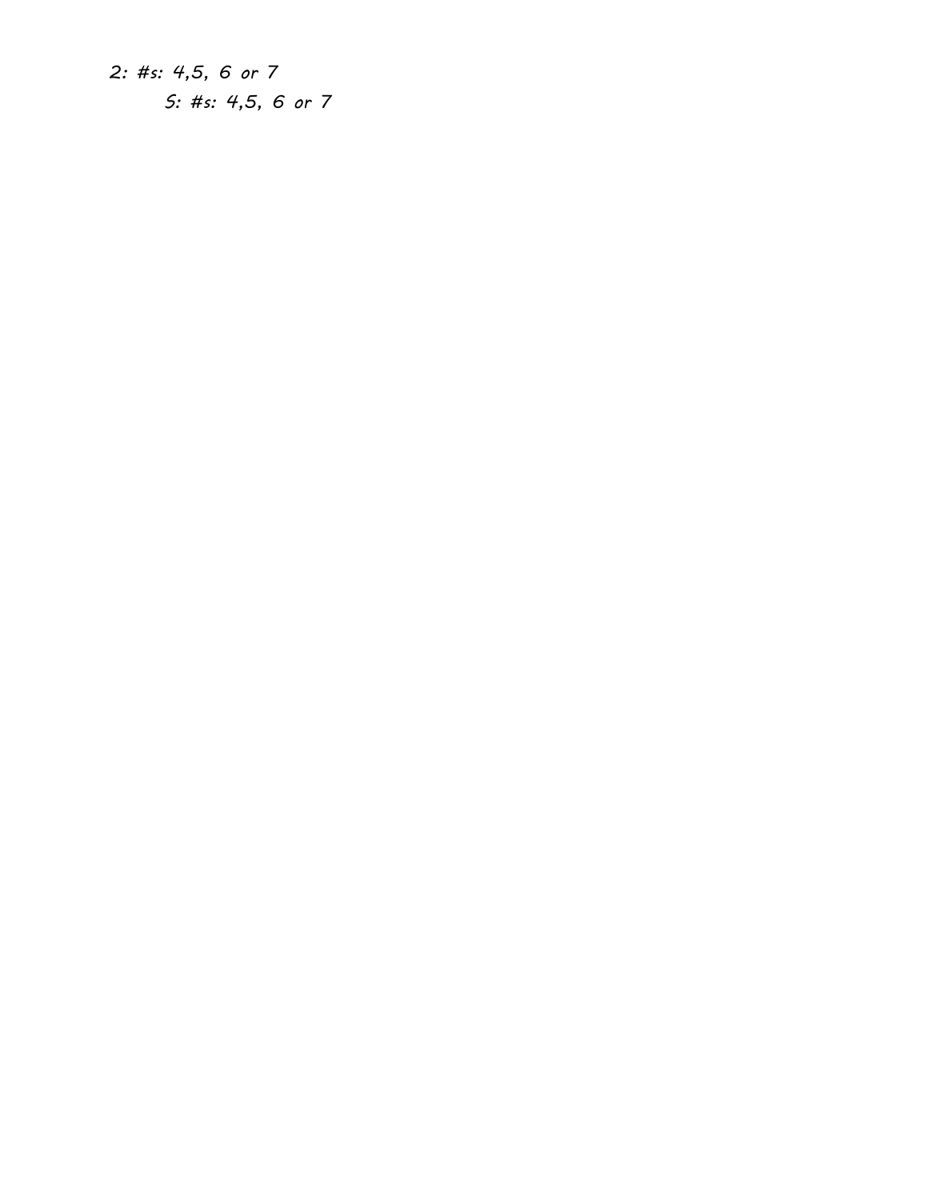2: #s: 4,5, 6 or 7

S: #s: 4,5, 6 or 7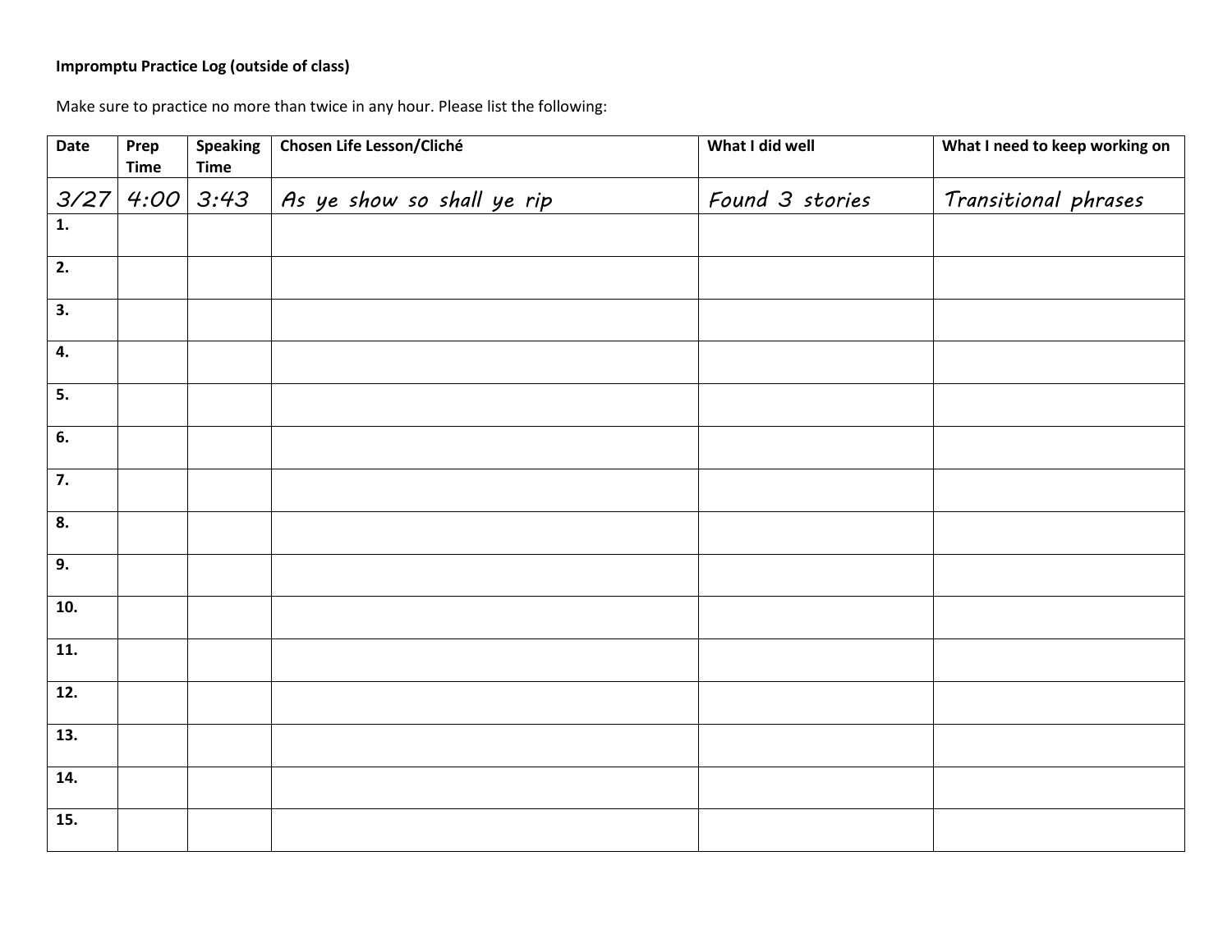**Impromptu Practice Log (outside of class)**

Make sure to practice no more than twice in any hour. Please list the following:

| Date | Prep Time | Speaking Time | Chosen Life Lesson/Cliché | What I did well | What I need to keep working on |
|---|---|---|---|---|---|
| 3/27 | 4:00 | 3:43 | As ye show so shall ye rip | Found 3 stories | Transitional phrases |
| **1.** | | | | | |
| **2.** | | | | | |
| **3.** | | | | | |
| **4.** | | | | | |
| **5.** | | | | | |
| **6.** | | | | | |
| **7.** | | | | | |
| **8.** | | | | | |
| **9.** | | | | | |
| **10.** | | | | | |
| **11.** | | | | | |
| **12.** | | | | | |
| **13.** | | | | | |
| **14.** | | | | | |
| **15.** | | | | | |